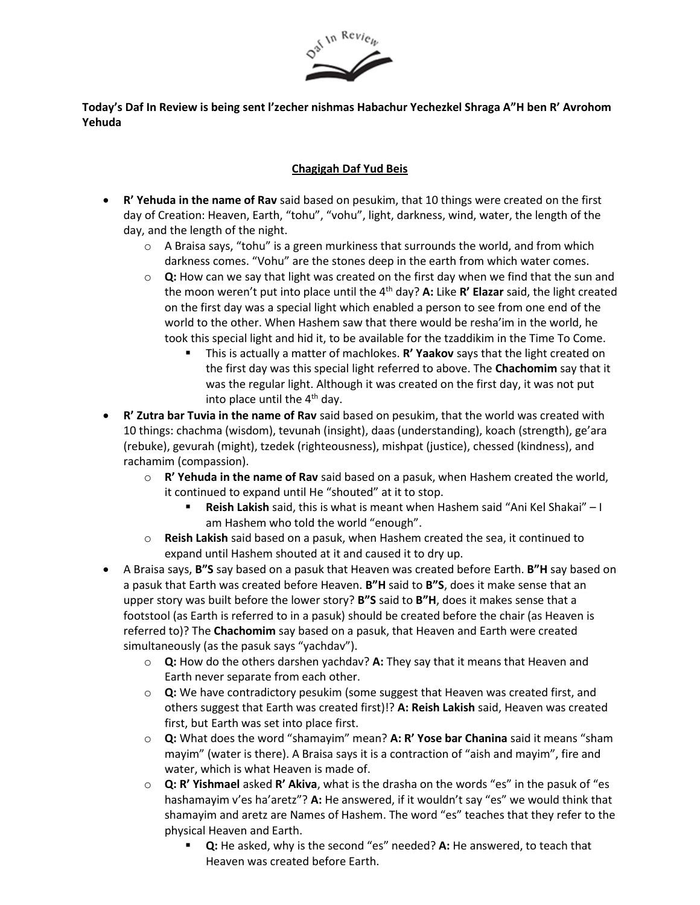**Today's Daf In Review is being sent l'zecher nishmas Habachur Yechezkel Shraga A"H ben R' Avrohom Yehuda**

## Chagigah Daf Yud Beis

- **R' Yehuda in the name of Rav** said based on pesukim, that 10 things were created on the first day of Creation: Heaven, Earth, "tohu", "vohu", light, darkness, wind, water, the length of the day, and the length of the night.
  - A Braisa says, "tohu" is a green murkiness that surrounds the world, and from which darkness comes. "Vohu" are the stones deep in the earth from which water comes.
  - **Q:** How can we say that light was created on the first day when we find that the sun and the moon weren't put into place until the 4th day? **A:** Like **R' Elazar** said, the light created on the first day was a special light which enabled a person to see from one end of the world to the other. When Hashem saw that there would be resha'im in the world, he took this special light and hid it, to be available for the tzaddikim in the Time To Come.
    - This is actually a matter of machlokes. **R' Yaakov** says that the light created on the first day was this special light referred to above. The **Chachomim** say that it was the regular light. Although it was created on the first day, it was not put into place until the 4th day.
- **R' Zutra bar Tuvia in the name of Rav** said based on pesukim, that the world was created with 10 things: chachma (wisdom), tevunah (insight), daas (understanding), koach (strength), ge'ara (rebuke), gevurah (might), tzedek (righteousness), mishpat (justice), chessed (kindness), and rachamim (compassion).
  - **R' Yehuda in the name of Rav** said based on a pasuk, when Hashem created the world, it continued to expand until He "shouted" at it to stop.
    - **Reish Lakish** said, this is what is meant when Hashem said "Ani Kel Shakai" – I am Hashem who told the world "enough".
  - **Reish Lakish** said based on a pasuk, when Hashem created the sea, it continued to expand until Hashem shouted at it and caused it to dry up.
- A Braisa says, **B"S** say based on a pasuk that Heaven was created before Earth. **B"H** say based on a pasuk that Earth was created before Heaven. **B"H** said to **B"S**, does it make sense that an upper story was built before the lower story? **B"S** said to **B"H**, does it makes sense that a footstool (as Earth is referred to in a pasuk) should be created before the chair (as Heaven is referred to)? The **Chachomim** say based on a pasuk, that Heaven and Earth were created simultaneously (as the pasuk says "yachdav").
  - **Q:** How do the others darshen yachdav? **A:** They say that it means that Heaven and Earth never separate from each other.
  - **Q:** We have contradictory pesukim (some suggest that Heaven was created first, and others suggest that Earth was created first)!? **A: Reish Lakish** said, Heaven was created first, but Earth was set into place first.
  - **Q:** What does the word "shamayim" mean? **A: R' Yose bar Chanina** said it means "sham mayim" (water is there). A Braisa says it is a contraction of "aish and mayim", fire and water, which is what Heaven is made of.
  - **Q: R' Yishmael** asked **R' Akiva**, what is the drasha on the words "es" in the pasuk of "es hashamayim v'es ha'aretz"? **A:** He answered, if it wouldn't say "es" we would think that shamayim and aretz are Names of Hashem. The word "es" teaches that they refer to the physical Heaven and Earth.
    - **Q:** He asked, why is the second "es" needed? **A:** He answered, to teach that Heaven was created before Earth.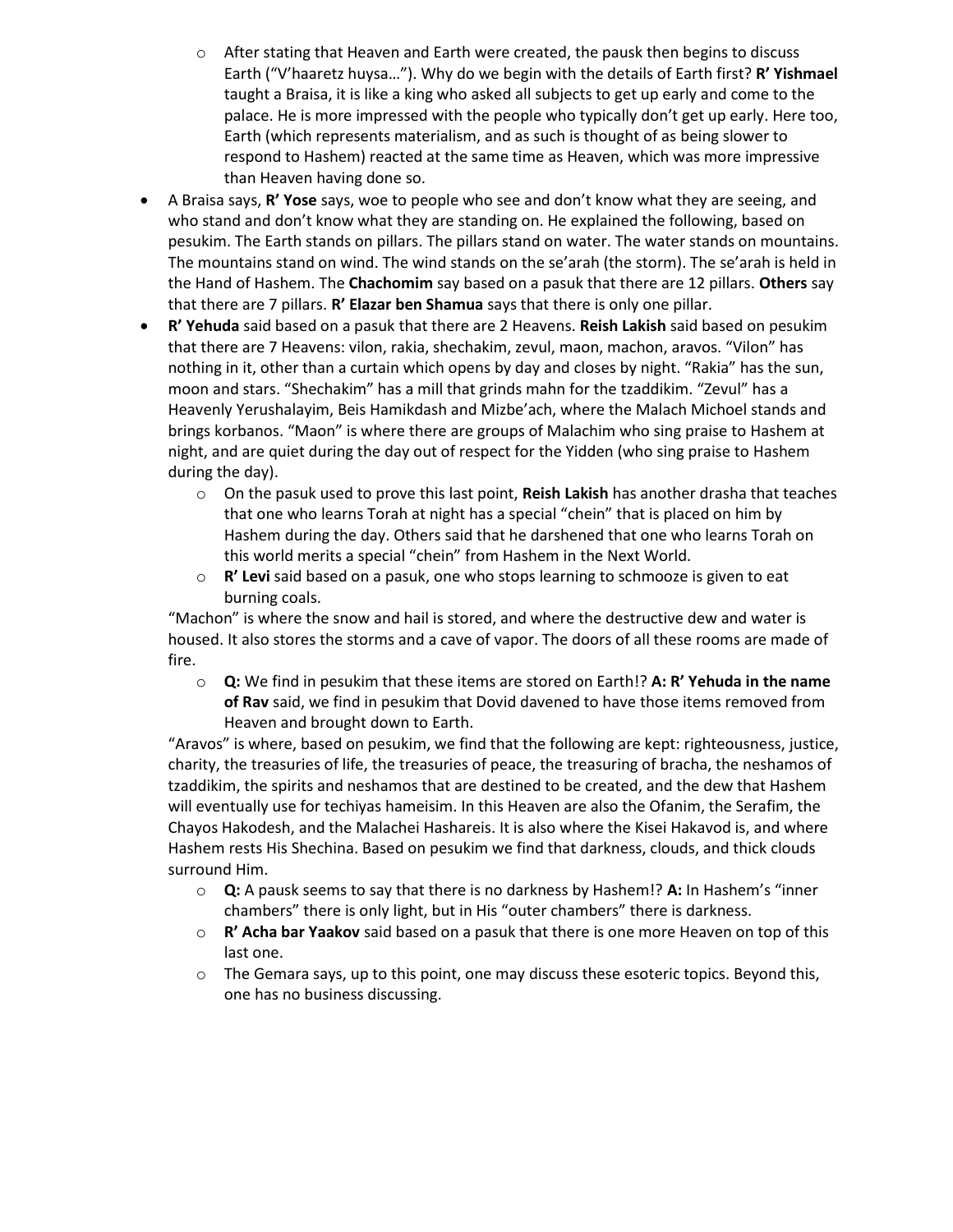- After stating that Heaven and Earth were created, the pausk then begins to discuss Earth ("V'haaretz huysa…"). Why do we begin with the details of Earth first? **R' Yishmael** taught a Braisa, it is like a king who asked all subjects to get up early and come to the palace. He is more impressed with the people who typically don't get up early. Here too, Earth (which represents materialism, and as such is thought of as being slower to respond to Hashem) reacted at the same time as Heaven, which was more impressive than Heaven having done so.
- A Braisa says, **R' Yose** says, woe to people who see and don't know what they are seeing, and who stand and don't know what they are standing on. He explained the following, based on pesukim. The Earth stands on pillars. The pillars stand on water. The water stands on mountains. The mountains stand on wind. The wind stands on the se'arah (the storm). The se'arah is held in the Hand of Hashem. The **Chachomim** say based on a pasuk that there are 12 pillars. **Others** say that there are 7 pillars. **R' Elazar ben Shamua** says that there is only one pillar.
- **R' Yehuda** said based on a pasuk that there are 2 Heavens. **Reish Lakish said based on pesukim** that there are 7 Heavens: vilon, rakia, shechakim, zevul, maon, machon, aravos. "Vilon" has nothing in it, other than a curtain which opens by day and closes by night. "Rakia" has the sun, moon and stars. "Shechakim" has a mill that grinds mahn for the tzaddikim. "Zevul" has a Heavenly Yerushalayim, Beis Hamikdash and Mizbe'ach, where the Malach Michoel stands and brings korbanos. "Maon" is where there are groups of Malachim who sing praise to Hashem at night, and are quiet during the day out of respect for the Yidden (who sing praise to Hashem during the day).
    - On the pasuk used to prove this last point, **Reish Lakish** has another drasha that teaches that one who learns Torah at night has a special "chein" that is placed on him by Hashem during the day. Others said that he darshened that one who learns Torah on this world merits a special "chein" from Hashem in the Next World.
    - **R' Levi** said based on a pasuk, one who stops learning to schmooze is given to eat burning coals.

  "Machon" is where the snow and hail is stored, and where the destructive dew and water is housed. It also stores the storms and a cave of vapor. The doors of all these rooms are made of fire.
    - **Q:** We find in pesukim that these items are stored on Earth!? **A: R' Yehuda in the name of Rav** said, we find in pesukim that Dovid davened to have those items removed from Heaven and brought down to Earth.

  "Aravos" is where, based on pesukim, we find that the following are kept: righteousness, justice, charity, the treasuries of life, the treasuries of peace, the treasuring of bracha, the neshamos of tzaddikim, the spirits and neshamos that are destined to be created, and the dew that Hashem will eventually use for techiyas hameisim. In this Heaven are also the Ofanim, the Serafim, the Chayos Hakodesh, and the Malachei Hashareis. It is also where the Kisei Hakavod is, and where Hashem rests His Shechina. Based on pesukim we find that darkness, clouds, and thick clouds surround Him.
    - **Q:** A pausk seems to say that there is no darkness by Hashem!? **A:** In Hashem's "inner chambers" there is only light, but in His "outer chambers" there is darkness.
    - **R' Acha bar Yaakov** said based on a pasuk that there is one more Heaven on top of this last one.
    - The Gemara says, up to this point, one may discuss these esoteric topics. Beyond this, one has no business discussing.